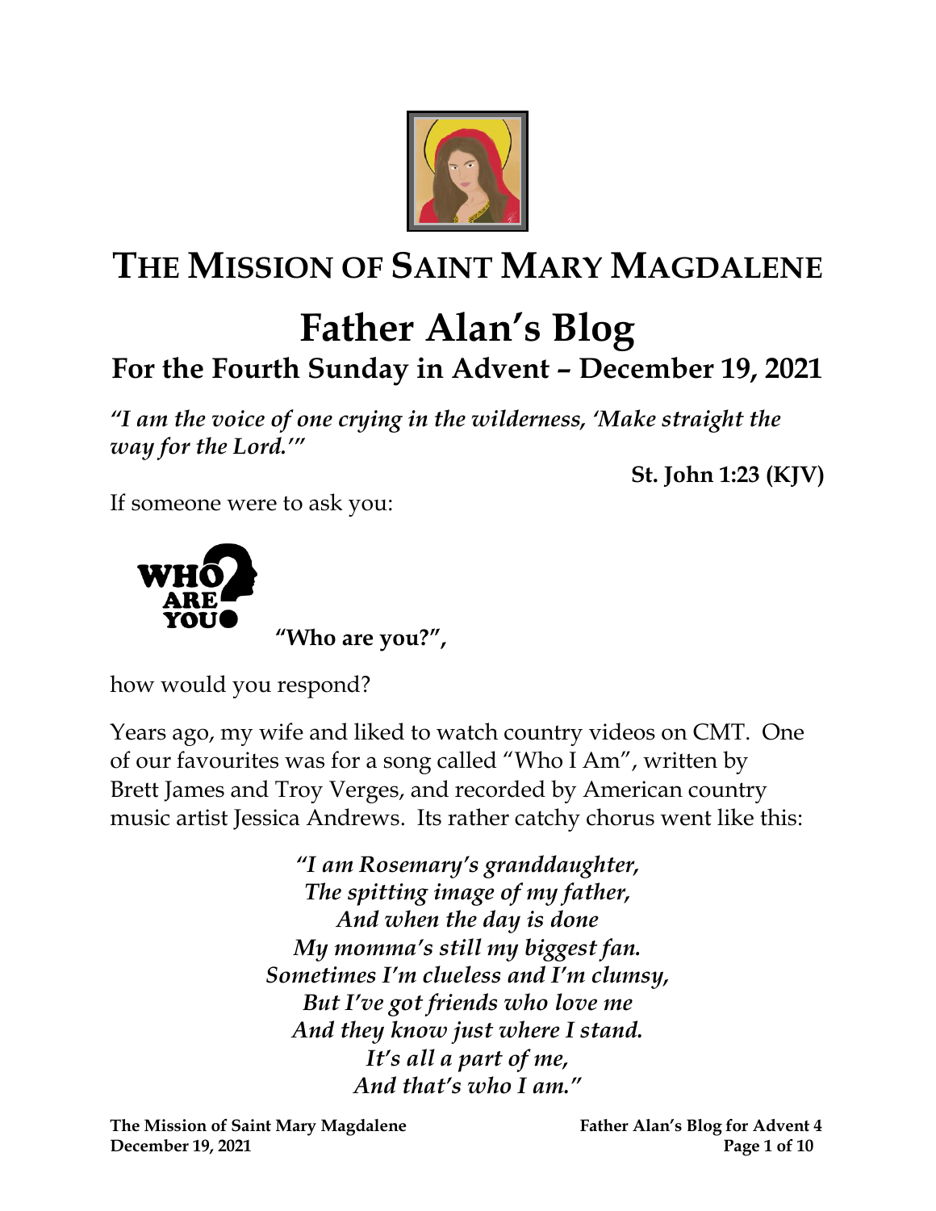# THE MISSION OF SAINT MARY MAGDALENE

# Father Alan's Blog

## For the Fourth Sunday in Advent – December 19, 2021

***"I am the voice of one crying in the wilderness, 'Make straight the way for the Lord.'"***

**St. John 1:23 (KJV)**

If someone were to ask you:

**"Who are you?",**

how would you respond?

Years ago, my wife and liked to watch country videos on CMT. One of our favourites was for a song called "Who I Am", written by Brett James and Troy Verges, and recorded by American country music artist Jessica Andrews. Its rather catchy chorus went like this:

***"I am Rosemary's granddaughter,***
***The spitting image of my father,***
***And when the day is done***
***My momma's still my biggest fan.***
***Sometimes I'm clueless and I'm clumsy,***
***But I've got friends who love me***
***And they know just where I stand.***
***It's all a part of me,***
***And that's who I am."***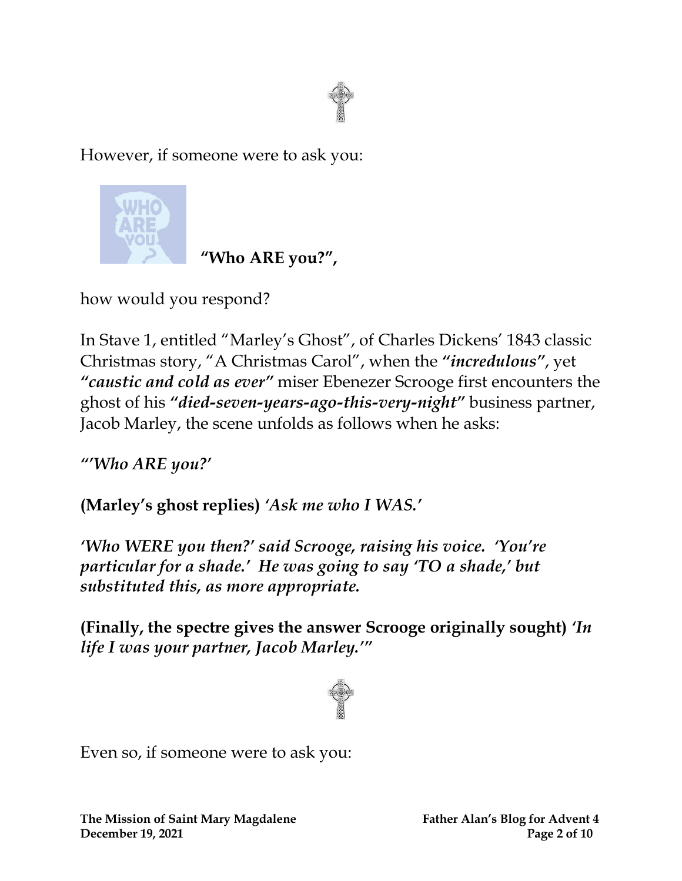However, if someone were to ask you:

**"Who ARE you?",**

how would you respond?

In Stave 1, entitled "Marley's Ghost", of Charles Dickens' 1843 classic Christmas story, "A Christmas Carol", when the ***"incredulous"***, yet ***"caustic and cold as ever"*** miser Ebenezer Scrooge first encounters the ghost of his ***"died-seven-years-ago-this-very-night"*** business partner, Jacob Marley, the scene unfolds as follows when he asks:

***"'Who ARE you?'***

**(Marley's ghost replies)** *'Ask me who I WAS.'*

***'Who WERE you then?' said Scrooge, raising his voice. 'You're particular for a shade.' He was going to say 'TO a shade,' but substituted this, as more appropriate.***

**(Finally, the spectre gives the answer Scrooge originally sought)** ***'In life I was your partner, Jacob Marley.'"***

Even so, if someone were to ask you: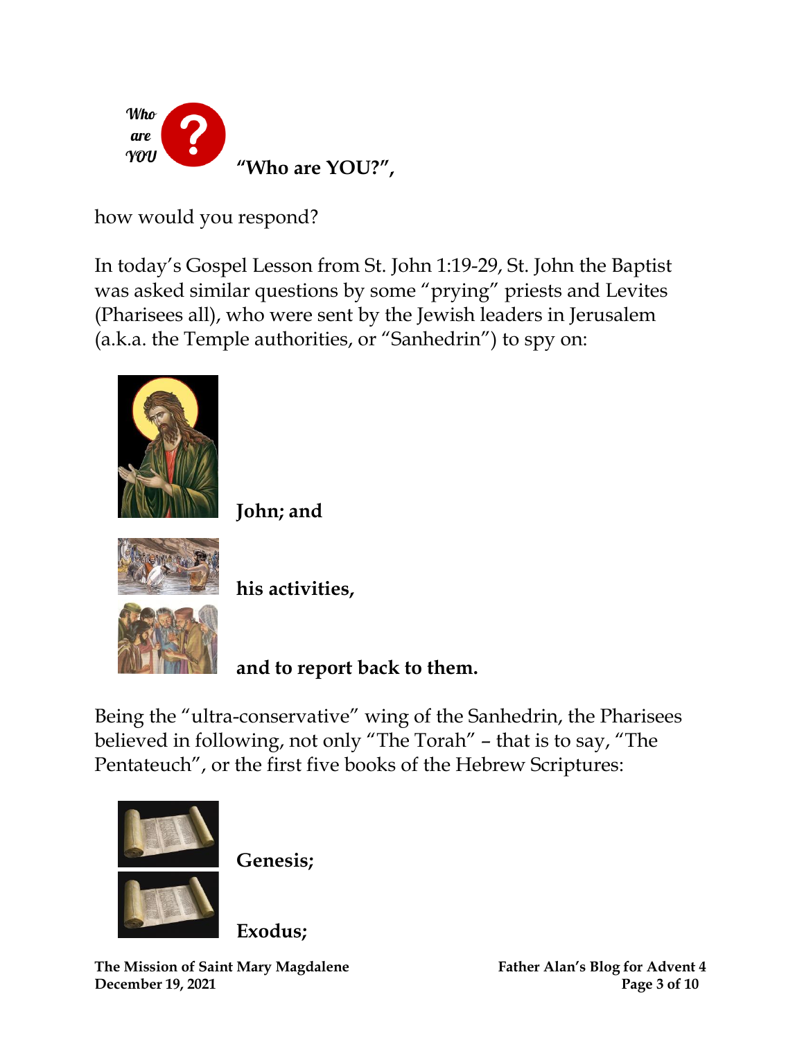**"Who are YOU?",**

how would you respond?

In today's Gospel Lesson from St. John 1:19-29, St. John the Baptist was asked similar questions by some "prying" priests and Levites (Pharisees all), who were sent by the Jewish leaders in Jerusalem (a.k.a. the Temple authorities, or "Sanhedrin") to spy on:

**John; and**

**his activities,**

**and to report back to them.**

Being the "ultra-conservative" wing of the Sanhedrin, the Pharisees believed in following, not only "The Torah" – that is to say, "The Pentateuch", or the first five books of the Hebrew Scriptures:

**Genesis;**

**Exodus;**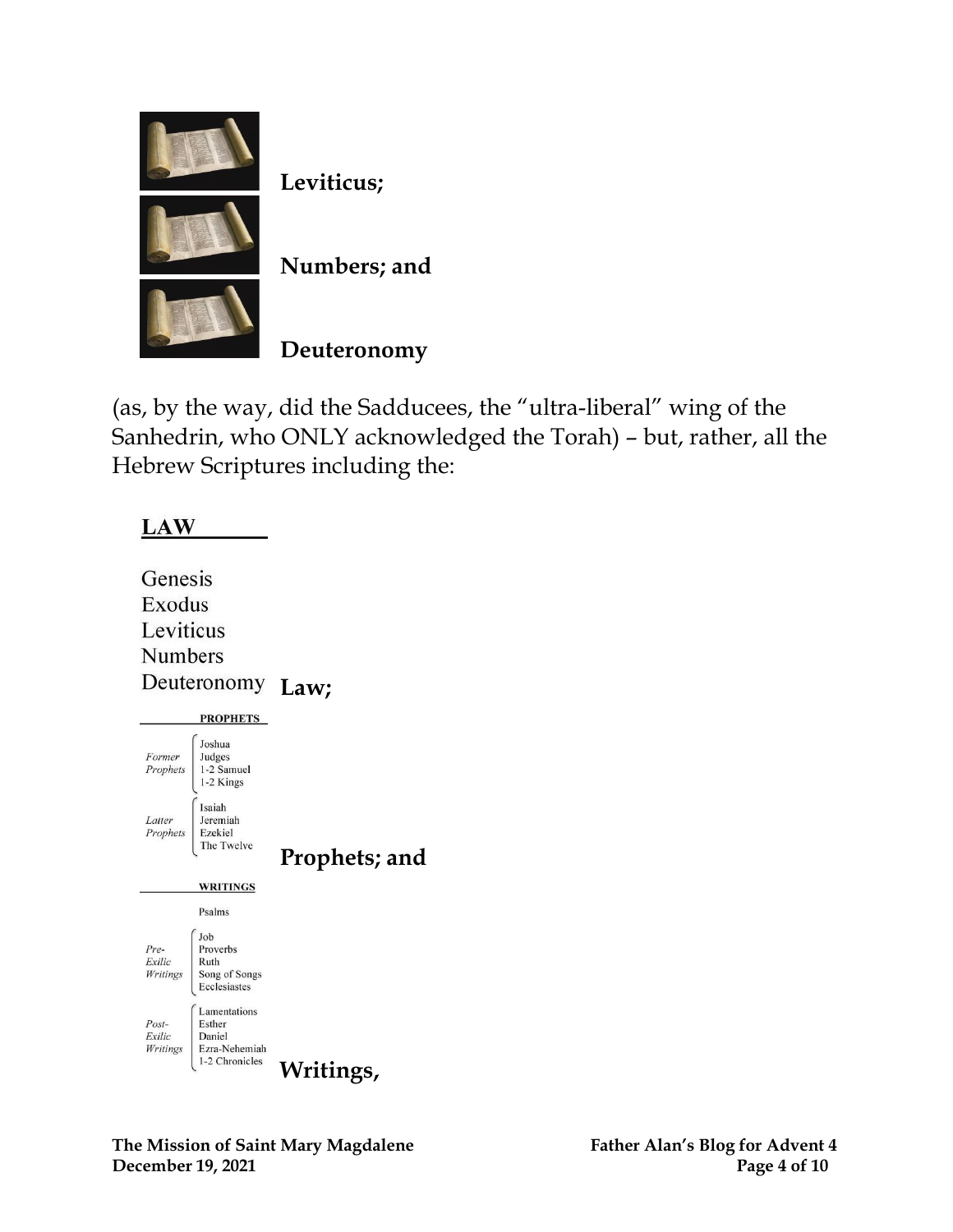**Leviticus;**

**Numbers; and**

**Deuteronomy**

(as, by the way, did the Sadducees, the "ultra-liberal" wing of the Sanhedrin, who ONLY acknowledged the Torah) – but, rather, all the Hebrew Scriptures including the:

**LAW**

Genesis
Exodus
Leviticus
Numbers
Deuteronomy **Law;**

**PROPHETS**

*Former Prophets*: Joshua, Judges, 1-2 Samuel, 1-2 Kings

*Latter Prophets*: Isaiah, Jeremiah, Ezekiel, The Twelve

**Prophets; and**

**WRITINGS**

Psalms

*Pre-Exilic Writings*: Job, Proverbs, Ruth, Song of Songs, Ecclesiastes

*Post-Exilic Writings*: Lamentations, Esther, Daniel, Ezra-Nehemiah, 1-2 Chronicles

**Writings,**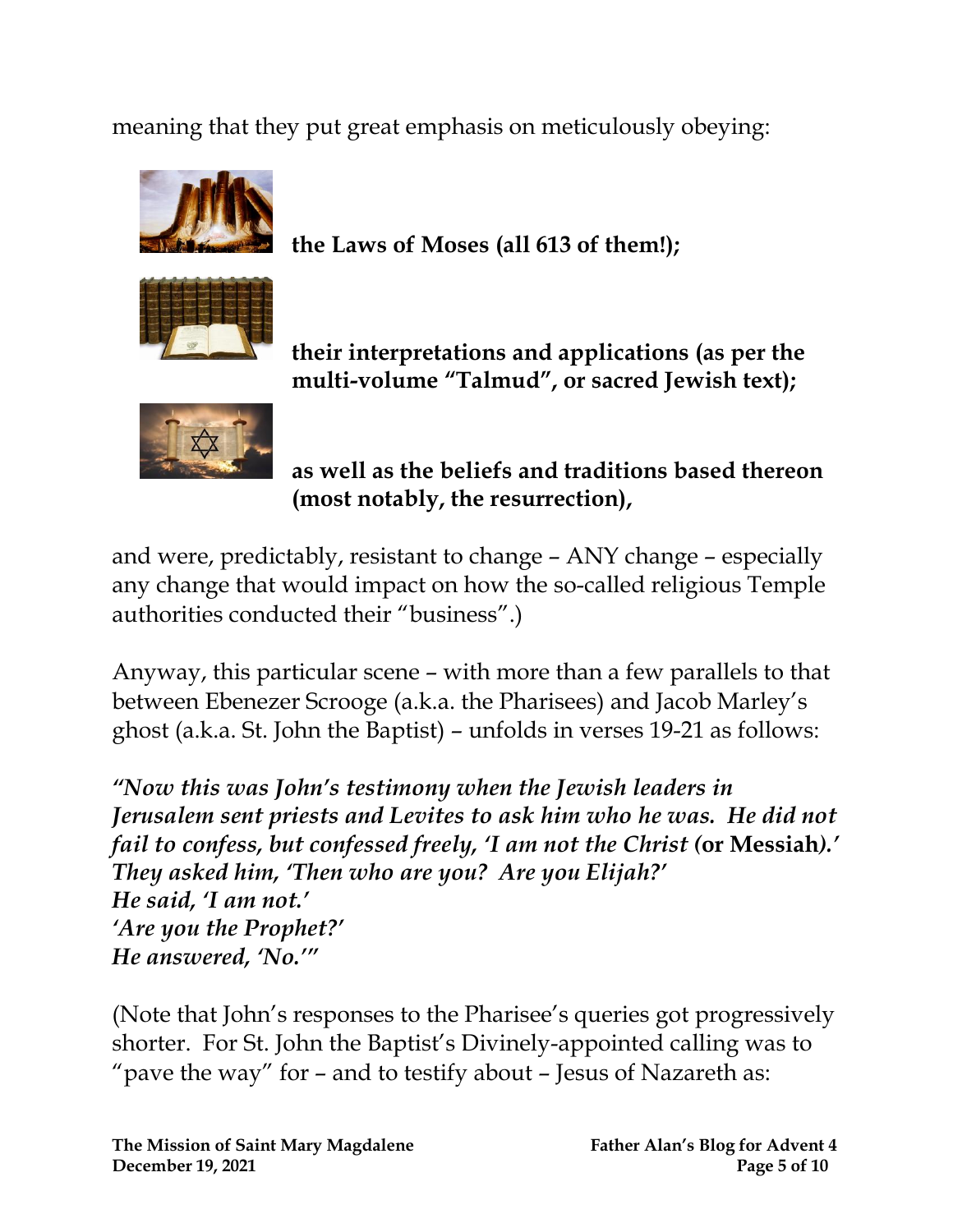meaning that they put great emphasis on meticulously obeying:

**the Laws of Moses (all 613 of them!);**

**their interpretations and applications (as per the multi-volume "Talmud", or sacred Jewish text);**

**as well as the beliefs and traditions based thereon (most notably, the resurrection),**

and were, predictably, resistant to change – ANY change – especially any change that would impact on how the so-called religious Temple authorities conducted their "business".)

Anyway, this particular scene – with more than a few parallels to that between Ebenezer Scrooge (a.k.a. the Pharisees) and Jacob Marley's ghost (a.k.a. St. John the Baptist) – unfolds in verses 19-21 as follows:

*"Now this was John's testimony when the Jewish leaders in Jerusalem sent priests and Levites to ask him who he was. He did not fail to confess, but confessed freely, 'I am not the Christ (**or Messiah**).'*
*They asked him, 'Then who are you? Are you Elijah?'*
*He said, 'I am not.'*
*'Are you the Prophet?'*
*He answered, 'No.'"*

(Note that John's responses to the Pharisee's queries got progressively shorter. For St. John the Baptist's Divinely-appointed calling was to "pave the way" for – and to testify about – Jesus of Nazareth as: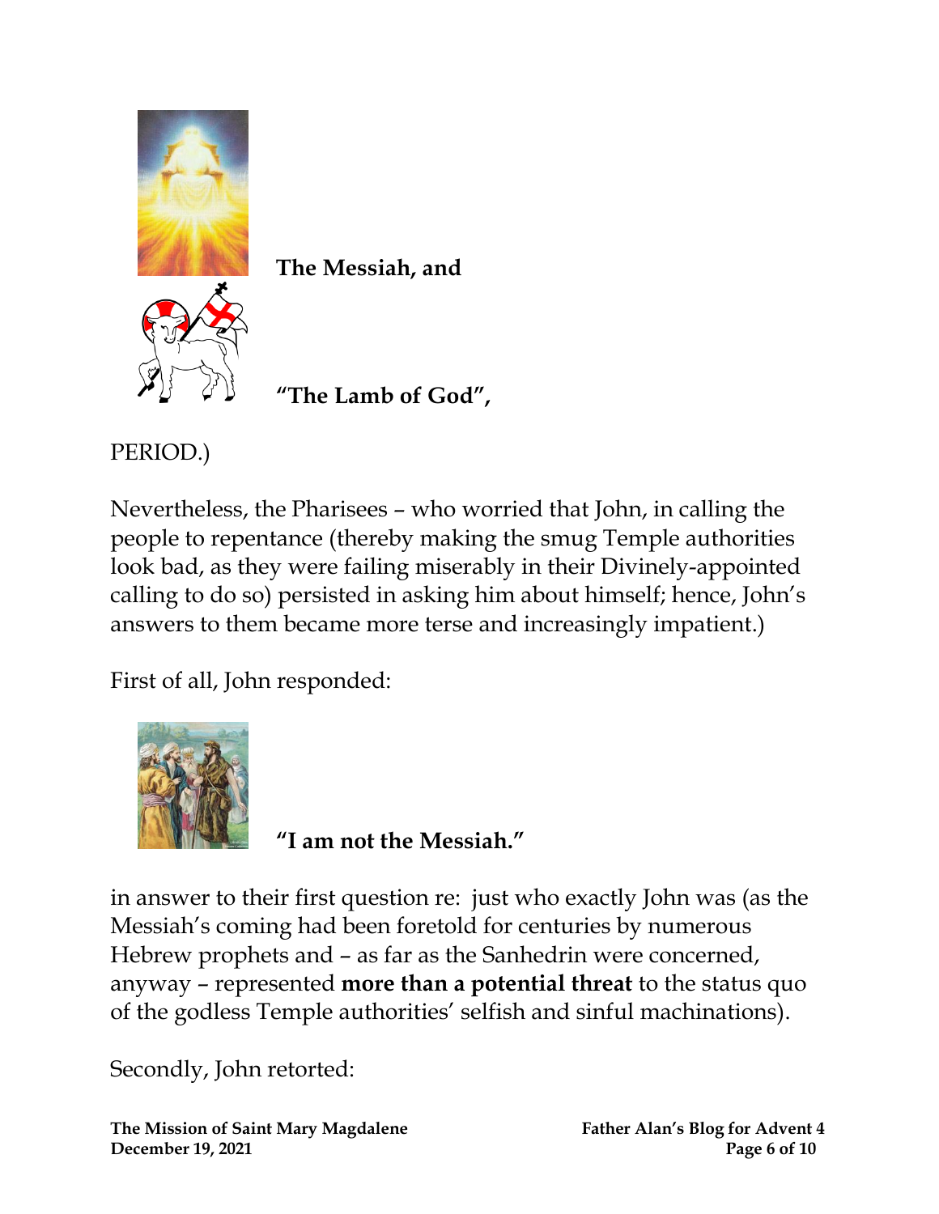**The Messiah, and**

**"The Lamb of God",**

PERIOD.)

Nevertheless, the Pharisees – who worried that John, in calling the people to repentance (thereby making the smug Temple authorities look bad, as they were failing miserably in their Divinely-appointed calling to do so) persisted in asking him about himself; hence, John's answers to them became more terse and increasingly impatient.)

First of all, John responded:

**"I am not the Messiah."**

in answer to their first question re: just who exactly John was (as the Messiah's coming had been foretold for centuries by numerous Hebrew prophets and – as far as the Sanhedrin were concerned, anyway – represented **more than a potential threat** to the status quo of the godless Temple authorities' selfish and sinful machinations).

Secondly, John retorted: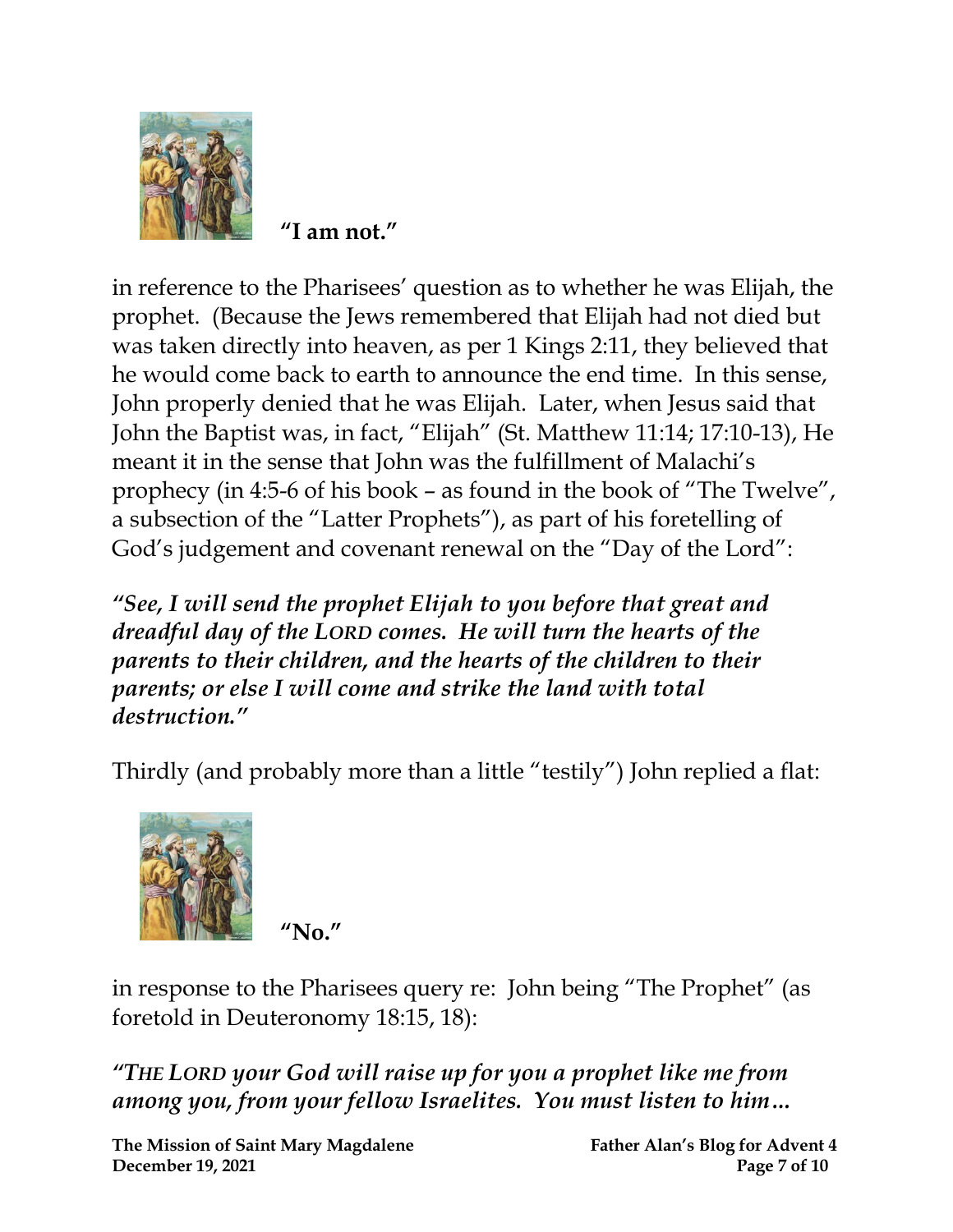**"I am not."**

in reference to the Pharisees' question as to whether he was Elijah, the prophet. (Because the Jews remembered that Elijah had not died but was taken directly into heaven, as per 1 Kings 2:11, they believed that he would come back to earth to announce the end time. In this sense, John properly denied that he was Elijah. Later, when Jesus said that John the Baptist was, in fact, "Elijah" (St. Matthew 11:14; 17:10-13), He meant it in the sense that John was the fulfillment of Malachi's prophecy (in 4:5-6 of his book – as found in the book of "The Twelve", a subsection of the "Latter Prophets"), as part of his foretelling of God's judgement and covenant renewal on the "Day of the Lord":

***"See, I will send the prophet Elijah to you before that great and dreadful day of the LORD comes. He will turn the hearts of the parents to their children, and the hearts of the children to their parents; or else I will come and strike the land with total destruction."***

Thirdly (and probably more than a little "testily") John replied a flat:

**"No."**

in response to the Pharisees query re: John being "The Prophet" (as foretold in Deuteronomy 18:15, 18):

***"THE LORD your God will raise up for you a prophet like me from among you, from your fellow Israelites. You must listen to him…***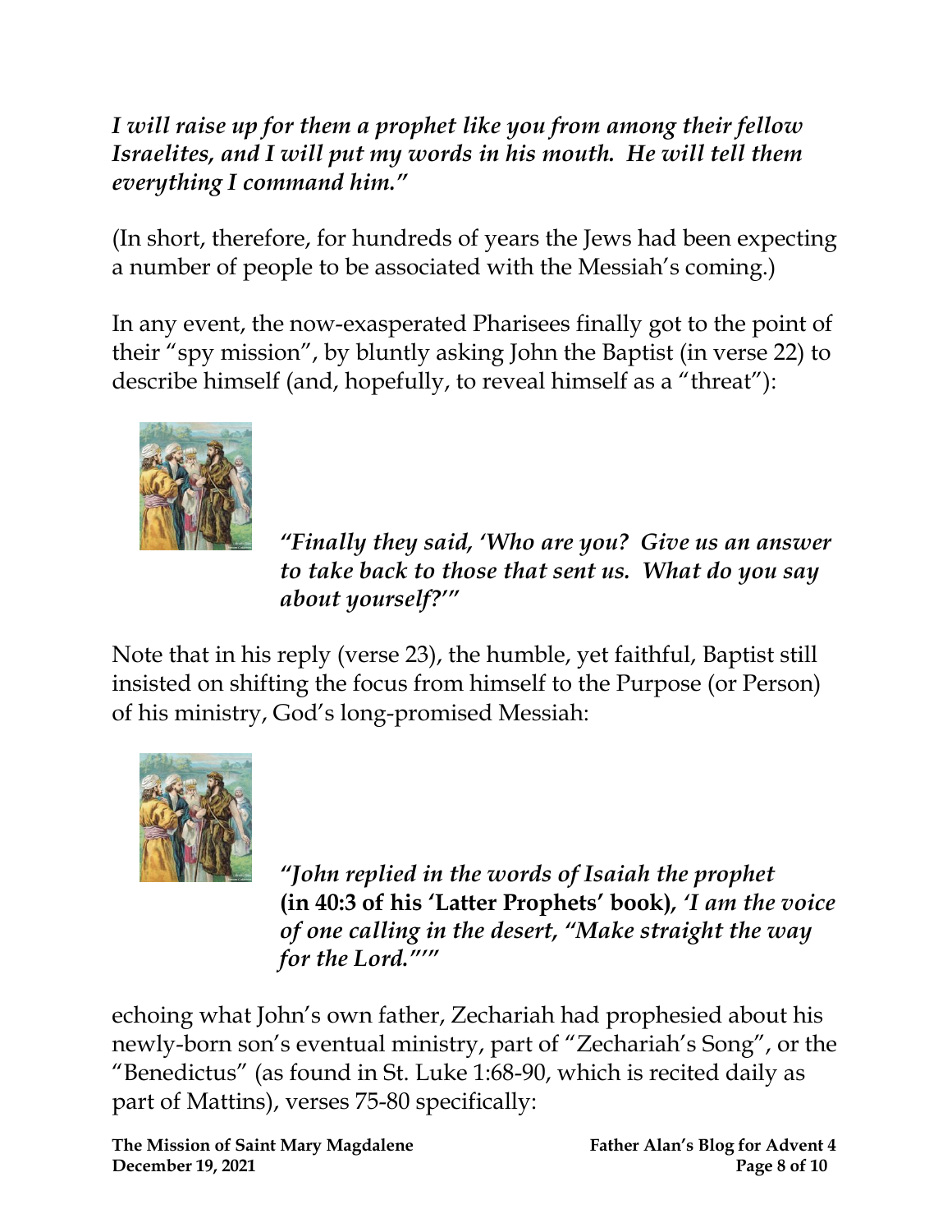***I will raise up for them a prophet like you from among their fellow Israelites, and I will put my words in his mouth. He will tell them everything I command him."***

(In short, therefore, for hundreds of years the Jews had been expecting a number of people to be associated with the Messiah's coming.)

In any event, the now-exasperated Pharisees finally got to the point of their "spy mission", by bluntly asking John the Baptist (in verse 22) to describe himself (and, hopefully, to reveal himself as a "threat"):

***"Finally they said, 'Who are you? Give us an answer to take back to those that sent us. What do you say about yourself?'"***

Note that in his reply (verse 23), the humble, yet faithful, Baptist still insisted on shifting the focus from himself to the Purpose (or Person) of his ministry, God's long-promised Messiah:

***"John replied in the words of Isaiah the prophet* (in 40:3 of his 'Latter Prophets' book), *'I am the voice of one calling in the desert, "Make straight the way for the Lord."'"***

echoing what John's own father, Zechariah had prophesied about his newly-born son's eventual ministry, part of "Zechariah's Song", or the "Benedictus" (as found in St. Luke 1:68-90, which is recited daily as part of Mattins), verses 75-80 specifically: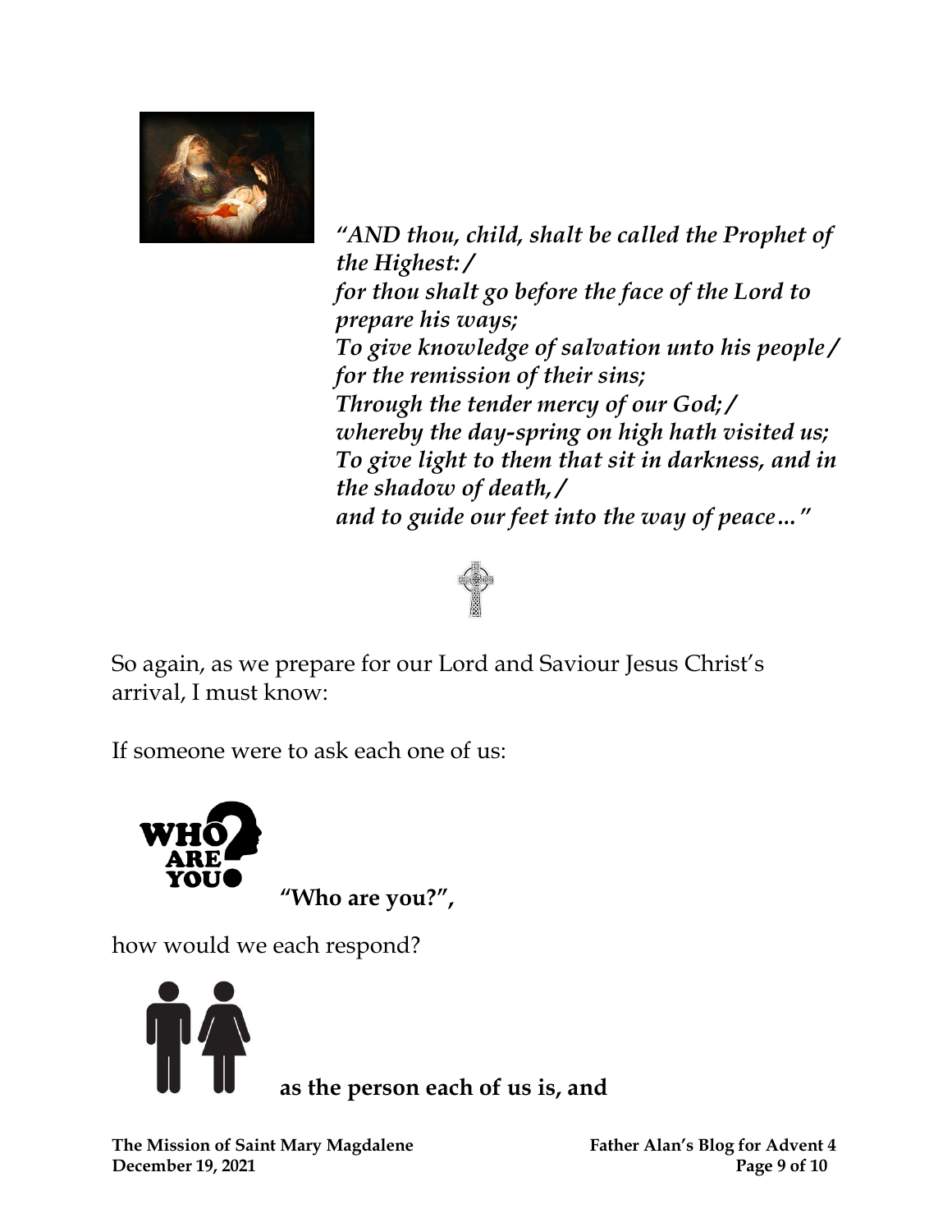*"AND thou, child, shalt be called the Prophet of the Highest: /*
*for thou shalt go before the face of the Lord to prepare his ways;*
*To give knowledge of salvation unto his people / for the remission of their sins;*
*Through the tender mercy of our God; /*
*whereby the day-spring on high hath visited us;*
*To give light to them that sit in darkness, and in the shadow of death, /*
*and to guide our feet into the way of peace…"*

So again, as we prepare for our Lord and Saviour Jesus Christ's arrival, I must know:

If someone were to ask each one of us:

**"Who are you?",**

how would we each respond?

**as the person each of us is, and**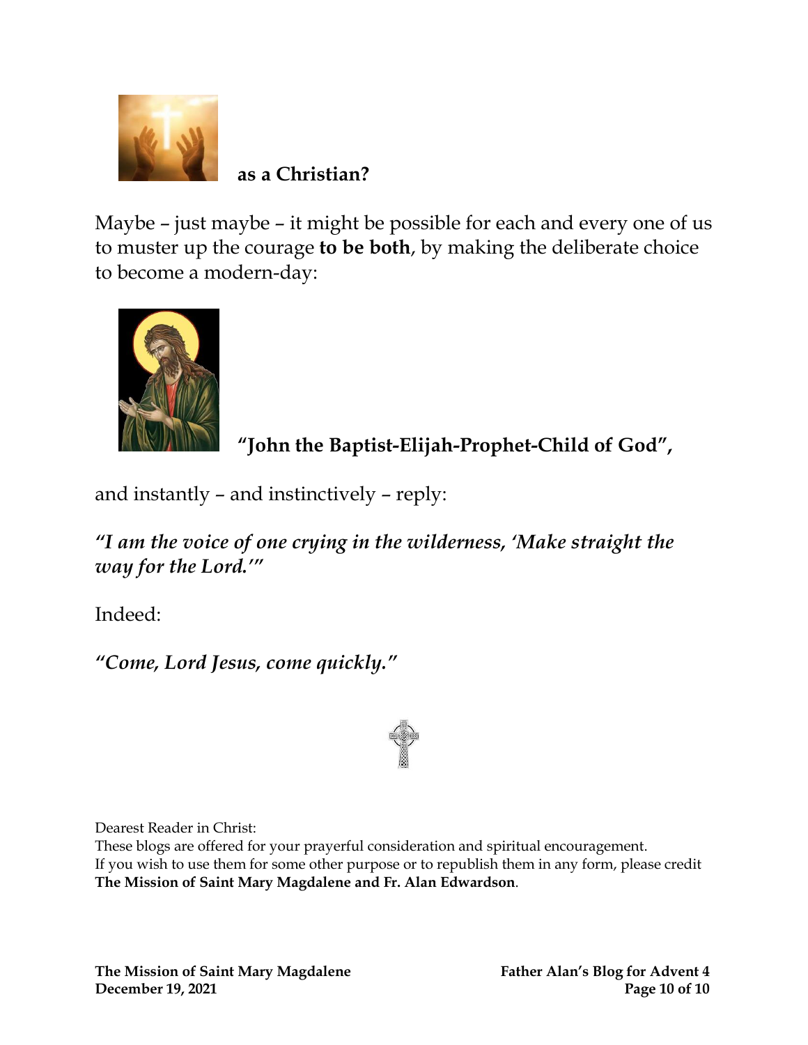**as a Christian?**

Maybe – just maybe – it might be possible for each and every one of us to muster up the courage **to be both**, by making the deliberate choice to become a modern-day:

**"John the Baptist-Elijah-Prophet-Child of God",**

and instantly – and instinctively – reply:

***"I am the voice of one crying in the wilderness, 'Make straight the way for the Lord.'"***

Indeed:

***"Come, Lord Jesus, come quickly."***

Dearest Reader in Christ:
These blogs are offered for your prayerful consideration and spiritual encouragement.
If you wish to use them for some other purpose or to republish them in any form, please credit **The Mission of Saint Mary Magdalene and Fr. Alan Edwardson**.